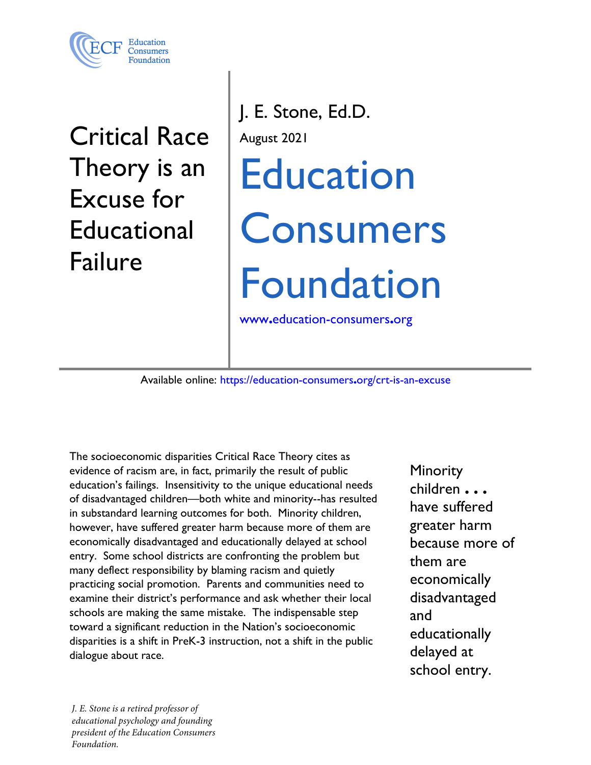Education Consumers Foundation

# Critical Race Theory is an Excuse for Educational Failure

J. E. Stone, Ed.D.

August 2021

## Education Consumers Foundation

www.education-consumers.org

Available online: https://education-consumers.org/crt-is-an-excuse

The socioeconomic disparities Critical Race Theory cites as evidence of racism are, in fact, primarily the result of public education's failings. Insensitivity to the unique educational needs of disadvantaged children—both white and minority--has resulted in substandard learning outcomes for both. Minority children, however, have suffered greater harm because more of them are economically disadvantaged and educationally delayed at school entry. Some school districts are confronting the problem but many deflect responsibility by blaming racism and quietly practicing social promotion. Parents and communities need to examine their district's performance and ask whether their local schools are making the same mistake. The indispensable step toward a significant reduction in the Nation's socioeconomic disparities is a shift in PreK-3 instruction, not a shift in the public dialogue about race.

Minority children . . . have suffered greater harm because more of them are economically disadvantaged and educationally delayed at school entry.

*J. E. Stone is a retired professor of educational psychology and founding president of the Education Consumers Foundation.*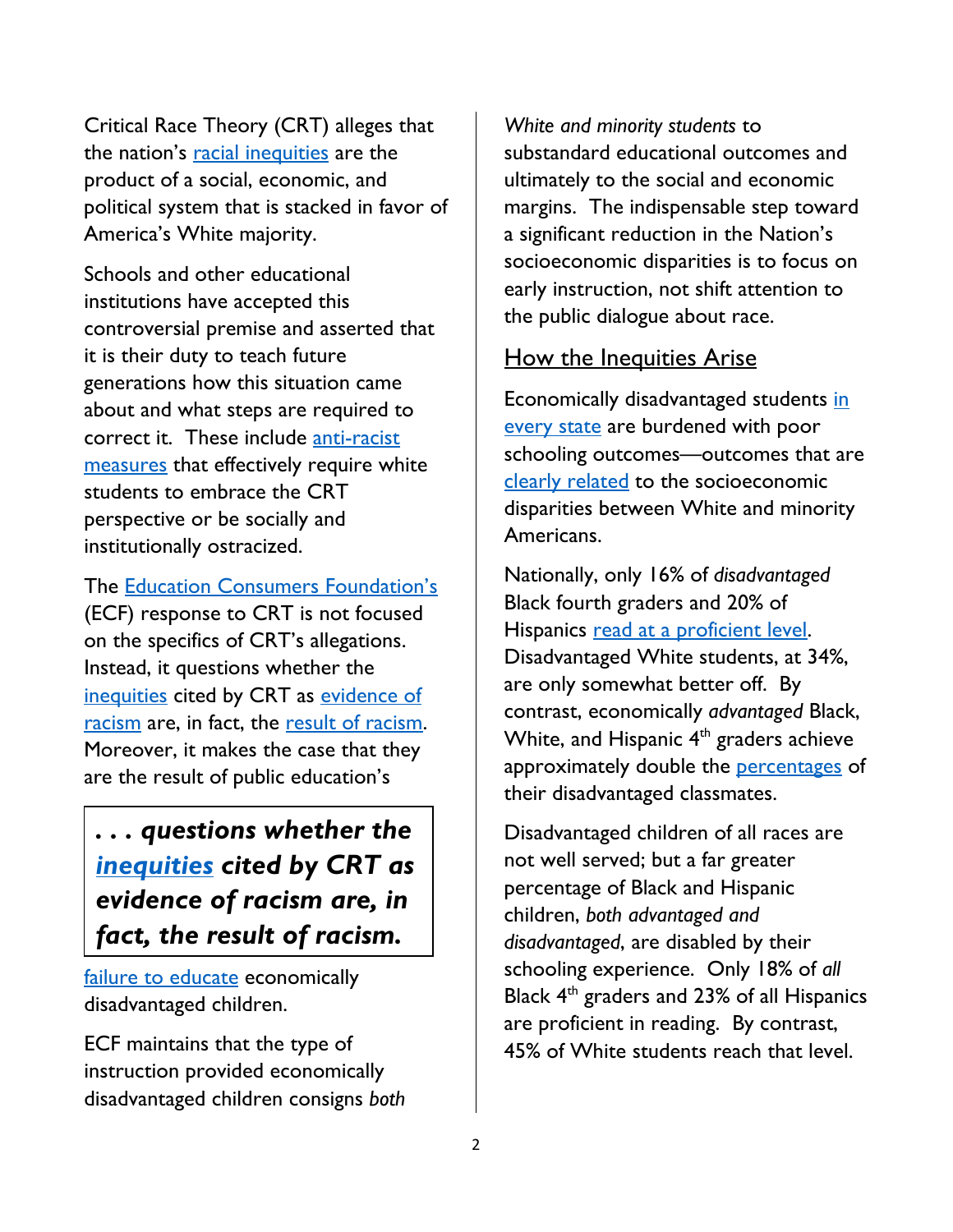Critical Race Theory (CRT) alleges that the nation's racial inequities are the product of a social, economic, and political system that is stacked in favor of America's White majority.

Schools and other educational institutions have accepted this controversial premise and asserted that it is their duty to teach future generations how this situation came about and what steps are required to correct it. These include anti-racist measures that effectively require white students to embrace the CRT perspective or be socially and institutionally ostracized.

The Education Consumers Foundation's (ECF) response to CRT is not focused on the specifics of CRT's allegations. Instead, it questions whether the inequities cited by CRT as evidence of racism are, in fact, the result of racism. Moreover, it makes the case that they are the result of public education's failure to educate economically disadvantaged children.

> ***. . . questions whether the inequities cited by CRT as evidence of racism are, in fact, the result of racism.***

ECF maintains that the type of instruction provided economically disadvantaged children consigns *both White and minority students* to substandard educational outcomes and ultimately to the social and economic margins. The indispensable step toward a significant reduction in the Nation's socioeconomic disparities is to focus on early instruction, not shift attention to the public dialogue about race.

## How the Inequities Arise

Economically disadvantaged students in every state are burdened with poor schooling outcomes—outcomes that are clearly related to the socioeconomic disparities between White and minority Americans.

Nationally, only 16% of *disadvantaged* Black fourth graders and 20% of Hispanics read at a proficient level. Disadvantaged White students, at 34%, are only somewhat better off. By contrast, economically *advantaged* Black, White, and Hispanic 4th graders achieve approximately double the percentages of their disadvantaged classmates.

Disadvantaged children of all races are not well served; but a far greater percentage of Black and Hispanic children, *both advantaged and disadvantaged*, are disabled by their schooling experience. Only 18% of *all* Black 4th graders and 23% of all Hispanics are proficient in reading. By contrast, 45% of White students reach that level.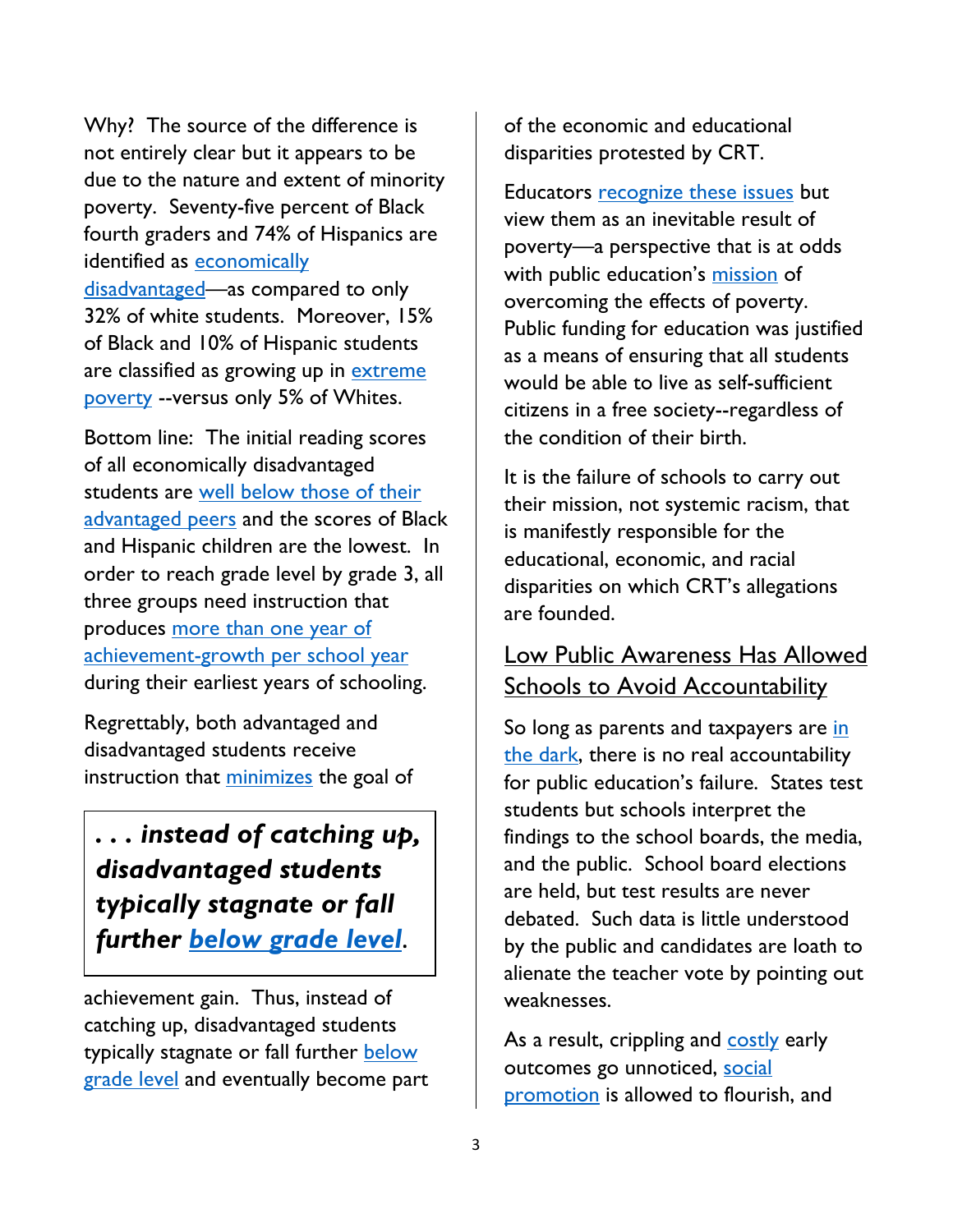Why? The source of the difference is not entirely clear but it appears to be due to the nature and extent of minority poverty. Seventy-five percent of Black fourth graders and 74% of Hispanics are identified as economically disadvantaged—as compared to only 32% of white students. Moreover, 15% of Black and 10% of Hispanic students are classified as growing up in extreme poverty --versus only 5% of Whites.

Bottom line: The initial reading scores of all economically disadvantaged students are well below those of their advantaged peers and the scores of Black and Hispanic children are the lowest. In order to reach grade level by grade 3, all three groups need instruction that produces more than one year of achievement-growth per school year during their earliest years of schooling.

Regrettably, both advantaged and disadvantaged students receive instruction that minimizes the goal of achievement gain. Thus, instead of catching up, disadvantaged students typically stagnate or fall further below grade level and eventually become part of the economic and educational disparities protested by CRT.

> ***. . . instead of catching up, disadvantaged students typically stagnate or fall further below grade level.***

Educators recognize these issues but view them as an inevitable result of poverty—a perspective that is at odds with public education's mission of overcoming the effects of poverty. Public funding for education was justified as a means of ensuring that all students would be able to live as self-sufficient citizens in a free society--regardless of the condition of their birth.

It is the failure of schools to carry out their mission, not systemic racism, that is manifestly responsible for the educational, economic, and racial disparities on which CRT's allegations are founded.

## Low Public Awareness Has Allowed Schools to Avoid Accountability

So long as parents and taxpayers are in the dark, there is no real accountability for public education's failure. States test students but schools interpret the findings to the school boards, the media, and the public. School board elections are held, but test results are never debated. Such data is little understood by the public and candidates are loath to alienate the teacher vote by pointing out weaknesses.

As a result, crippling and costly early outcomes go unnoticed, social promotion is allowed to flourish, and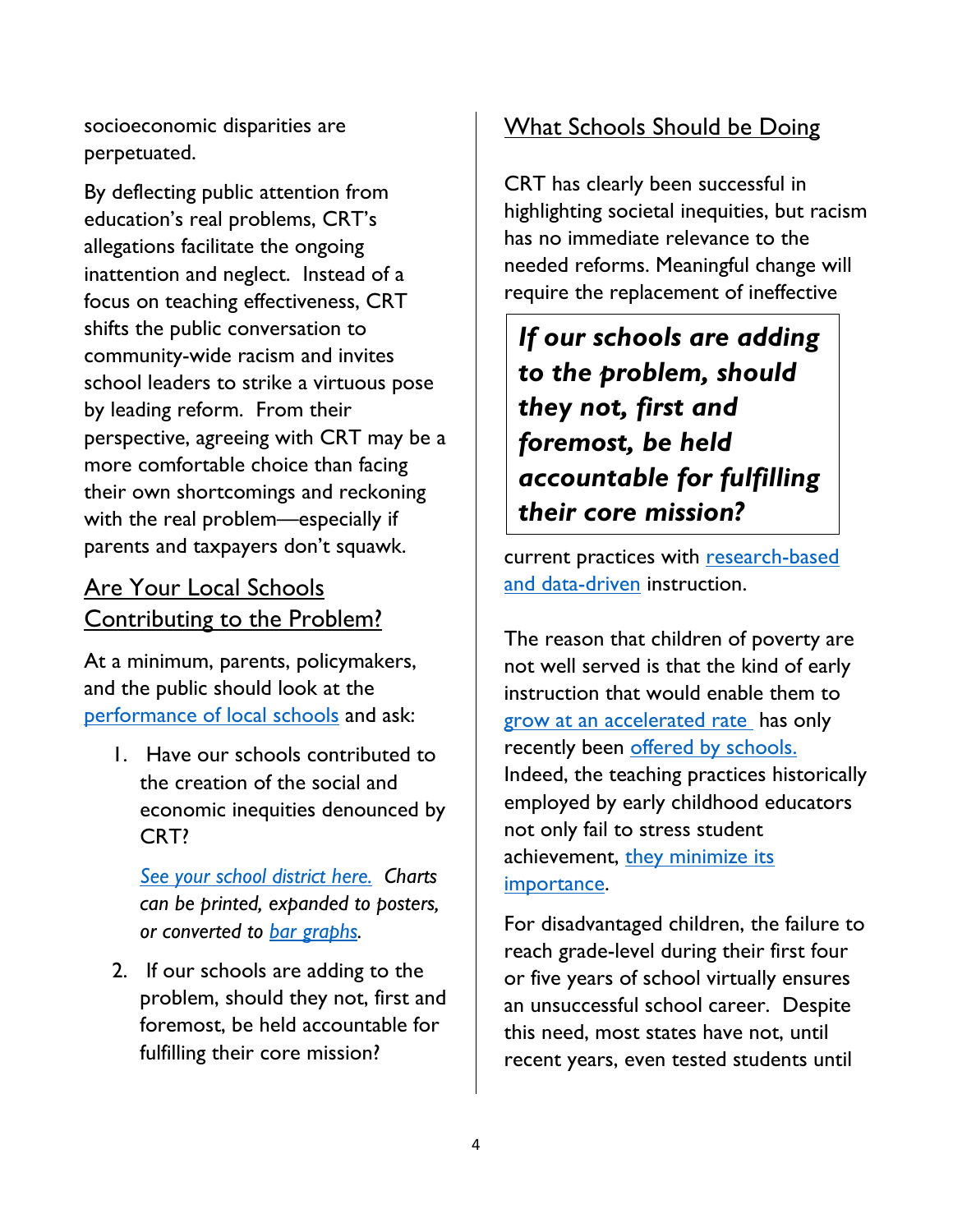socioeconomic disparities are perpetuated.

By deflecting public attention from education's real problems, CRT's allegations facilitate the ongoing inattention and neglect. Instead of a focus on teaching effectiveness, CRT shifts the public conversation to community-wide racism and invites school leaders to strike a virtuous pose by leading reform. From their perspective, agreeing with CRT may be a more comfortable choice than facing their own shortcomings and reckoning with the real problem—especially if parents and taxpayers don't squawk.

## Are Your Local Schools Contributing to the Problem?

At a minimum, parents, policymakers, and the public should look at the performance of local schools and ask:

1. Have our schools contributed to the creation of the social and economic inequities denounced by CRT?

   *See your school district here. Charts can be printed, expanded to posters, or converted to bar graphs.*

2. If our schools are adding to the problem, should they not, first and foremost, be held accountable for fulfilling their core mission?

## What Schools Should be Doing

CRT has clearly been successful in highlighting societal inequities, but racism has no immediate relevance to the needed reforms. Meaningful change will require the replacement of ineffective current practices with research-based and data-driven instruction.

> ***If our schools are adding to the problem, should they not, first and foremost, be held accountable for fulfilling their core mission?***

The reason that children of poverty are not well served is that the kind of early instruction that would enable them to grow at an accelerated rate has only recently been offered by schools. Indeed, the teaching practices historically employed by early childhood educators not only fail to stress student achievement, they minimize its importance.

For disadvantaged children, the failure to reach grade-level during their first four or five years of school virtually ensures an unsuccessful school career. Despite this need, most states have not, until recent years, even tested students until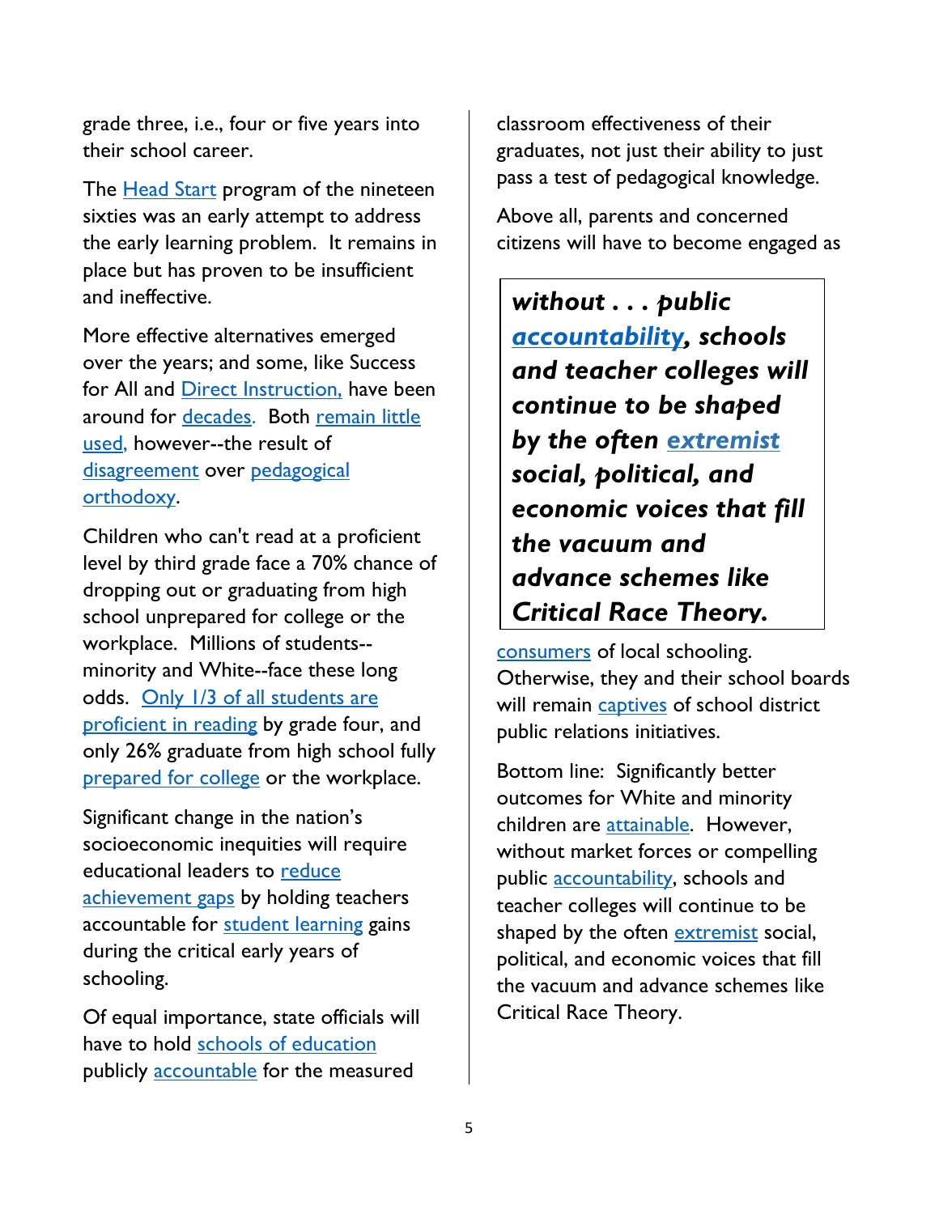grade three, i.e., four or five years into their school career.

The Head Start program of the nineteen sixties was an early attempt to address the early learning problem. It remains in place but has proven to be insufficient and ineffective.

More effective alternatives emerged over the years; and some, like Success for All and Direct Instruction, have been around for decades. Both remain little used, however--the result of disagreement over pedagogical orthodoxy.

Children who can't read at a proficient level by third grade face a 70% chance of dropping out or graduating from high school unprepared for college or the workplace. Millions of students--minority and White--face these long odds. Only 1/3 of all students are proficient in reading by grade four, and only 26% graduate from high school fully prepared for college or the workplace.

Significant change in the nation's socioeconomic inequities will require educational leaders to reduce achievement gaps by holding teachers accountable for student learning gains during the critical early years of schooling.

Of equal importance, state officials will have to hold schools of education publicly accountable for the measured classroom effectiveness of their graduates, not just their ability to just pass a test of pedagogical knowledge.

Above all, parents and concerned citizens will have to become engaged as consumers of local schooling. Otherwise, they and their school boards will remain captives of school district public relations initiatives.

> ***without . . . public accountability, schools and teacher colleges will continue to be shaped by the often extremist social, political, and economic voices that fill the vacuum and advance schemes like Critical Race Theory.***

Bottom line: Significantly better outcomes for White and minority children are attainable. However, without market forces or compelling public accountability, schools and teacher colleges will continue to be shaped by the often extremist social, political, and economic voices that fill the vacuum and advance schemes like Critical Race Theory.